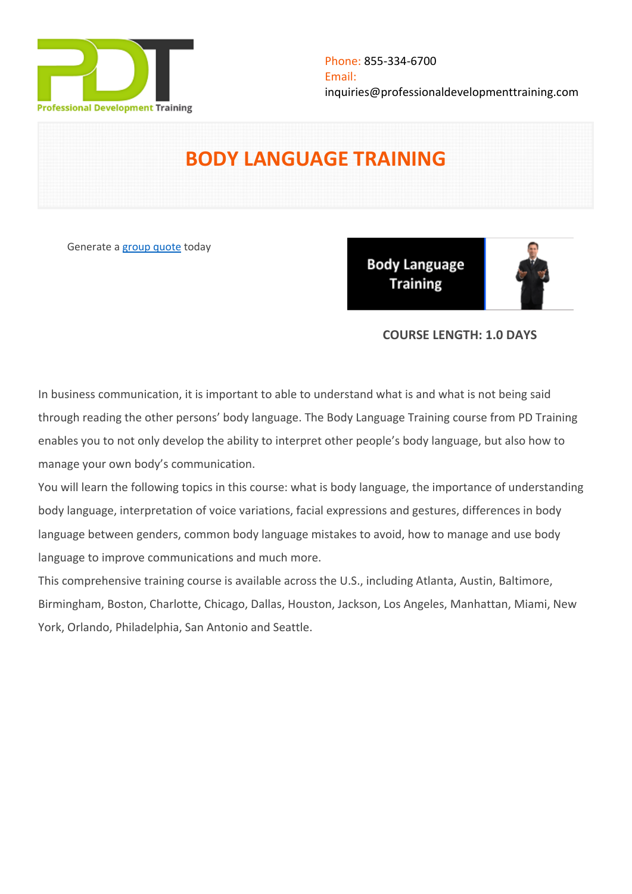Phone: 855-334-6700
Email:
inquiries@professionaldevelopmenttraining.com

# BODY LANGUAGE TRAINING

Generate a [group quote](group quote) today

**COURSE LENGTH: 1.0 DAYS**

In business communication, it is important to able to understand what is and what is not being said through reading the other persons' body language. The Body Language Training course from PD Training enables you to not only develop the ability to interpret other people's body language, but also how to manage your own body's communication.

You will learn the following topics in this course: what is body language, the importance of understanding body language, interpretation of voice variations, facial expressions and gestures, differences in body language between genders, common body language mistakes to avoid, how to manage and use body language to improve communications and much more.

This comprehensive training course is available across the U.S., including Atlanta, Austin, Baltimore, Birmingham, Boston, Charlotte, Chicago, Dallas, Houston, Jackson, Los Angeles, Manhattan, Miami, New York, Orlando, Philadelphia, San Antonio and Seattle.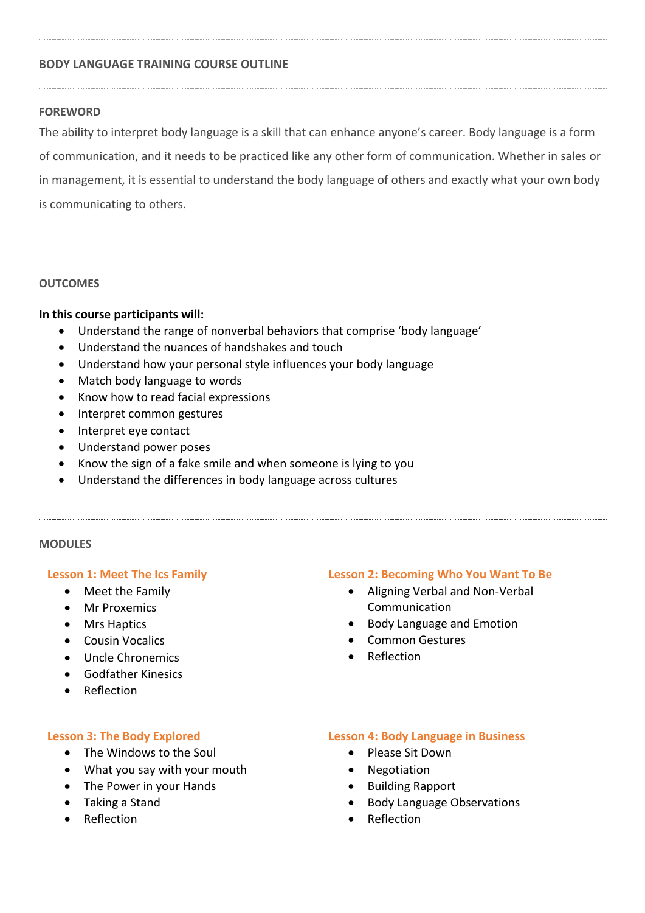## BODY LANGUAGE TRAINING COURSE OUTLINE

### FOREWORD

The ability to interpret body language is a skill that can enhance anyone's career. Body language is a form of communication, and it needs to be practiced like any other form of communication. Whether in sales or in management, it is essential to understand the body language of others and exactly what your own body is communicating to others.

### OUTCOMES

**In this course participants will:**

- Understand the range of nonverbal behaviors that comprise 'body language'
- Understand the nuances of handshakes and touch
- Understand how your personal style influences your body language
- Match body language to words
- Know how to read facial expressions
- Interpret common gestures
- Interpret eye contact
- Understand power poses
- Know the sign of a fake smile and when someone is lying to you
- Understand the differences in body language across cultures

### MODULES

#### Lesson 1: Meet The Ics Family

- Meet the Family
- Mr Proxemics
- Mrs Haptics
- Cousin Vocalics
- Uncle Chronemics
- Godfather Kinesics
- Reflection

#### Lesson 2: Becoming Who You Want To Be

- Aligning Verbal and Non-Verbal Communication
- Body Language and Emotion
- Common Gestures
- Reflection

#### Lesson 3: The Body Explored

- The Windows to the Soul
- What you say with your mouth
- The Power in your Hands
- Taking a Stand
- Reflection

#### Lesson 4: Body Language in Business

- Please Sit Down
- Negotiation
- Building Rapport
- Body Language Observations
- Reflection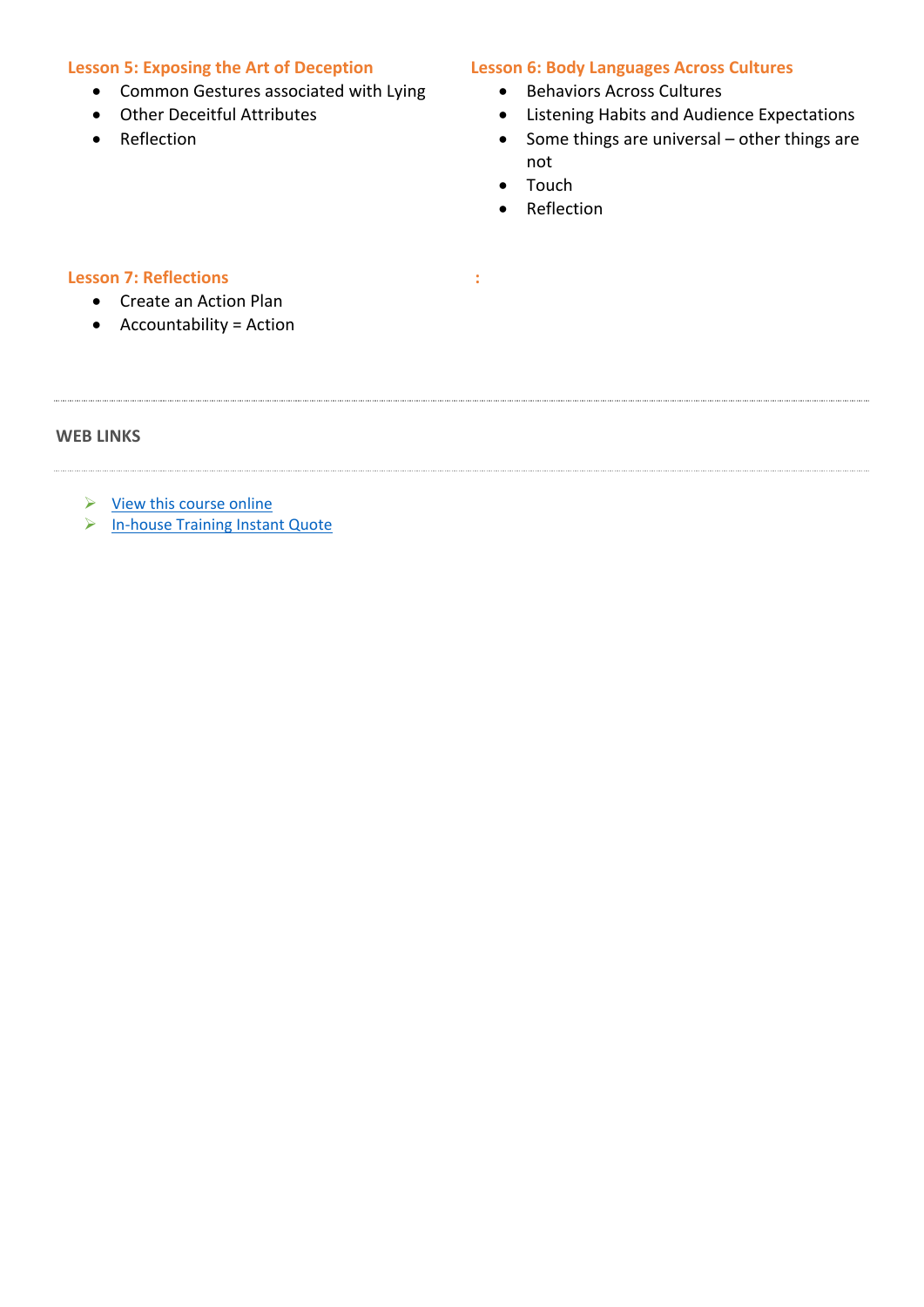### Lesson 5: Exposing the Art of Deception

- Common Gestures associated with Lying
- Other Deceitful Attributes
- Reflection

### Lesson 6: Body Languages Across Cultures

- Behaviors Across Cultures
- Listening Habits and Audience Expectations
- Some things are universal – other things are not
- Touch
- Reflection

### Lesson 7: Reflections

- Create an Action Plan
- Accountability = Action

:

## WEB LINKS

- View this course online
- In-house Training Instant Quote